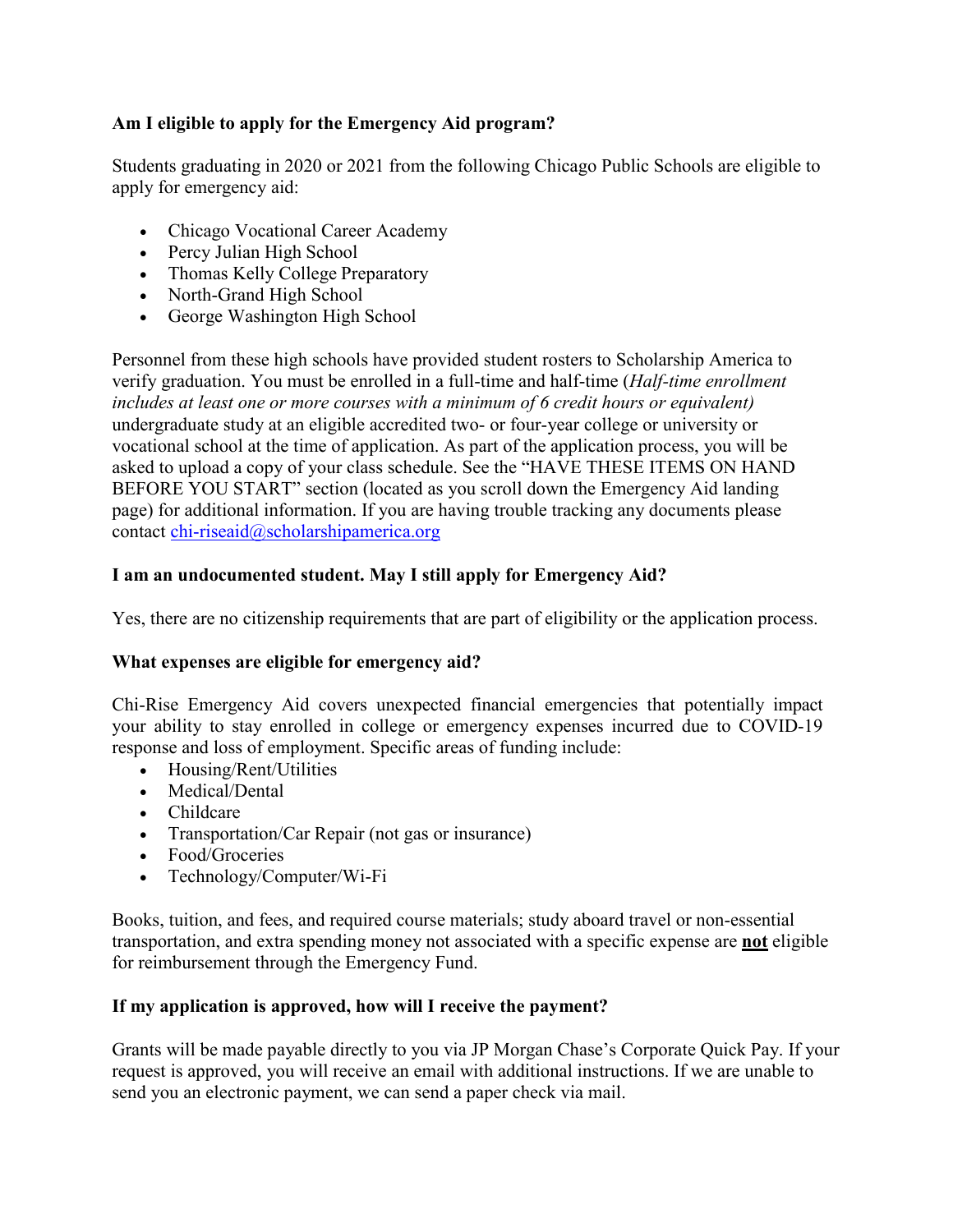**Am I eligible to apply for the Emergency Aid program?**

Students graduating in 2020 or 2021 from the following Chicago Public Schools are eligible to apply for emergency aid:

- Chicago Vocational Career Academy
- Percy Julian High School
- Thomas Kelly College Preparatory
- North-Grand High School
- George Washington High School

Personnel from these high schools have provided student rosters to Scholarship America to verify graduation. You must be enrolled in a full-time and half-time (*Half-time enrollment includes at least one or more courses with a minimum of 6 credit hours or equivalent)* undergraduate study at an eligible accredited two- or four-year college or university or vocational school at the time of application. As part of the application process, you will be asked to upload a copy of your class schedule. See the "HAVE THESE ITEMS ON HAND BEFORE YOU START" section (located as you scroll down the Emergency Aid landing page) for additional information. If you are having trouble tracking any documents please contact chi-riseaid@scholarshipamerica.org

**I am an undocumented student. May I still apply for Emergency Aid?**

Yes, there are no citizenship requirements that are part of eligibility or the application process.

**What expenses are eligible for emergency aid?**

Chi-Rise Emergency Aid covers unexpected financial emergencies that potentially impact your ability to stay enrolled in college or emergency expenses incurred due to COVID-19 response and loss of employment. Specific areas of funding include:

- Housing/Rent/Utilities
- Medical/Dental
- Childcare
- Transportation/Car Repair (not gas or insurance)
- Food/Groceries
- Technology/Computer/Wi-Fi

Books, tuition, and fees, and required course materials; study aboard travel or non-essential transportation, and extra spending money not associated with a specific expense are **<u>not</u>** eligible for reimbursement through the Emergency Fund.

**If my application is approved, how will I receive the payment?**

Grants will be made payable directly to you via JP Morgan Chase's Corporate Quick Pay. If your request is approved, you will receive an email with additional instructions. If we are unable to send you an electronic payment, we can send a paper check via mail.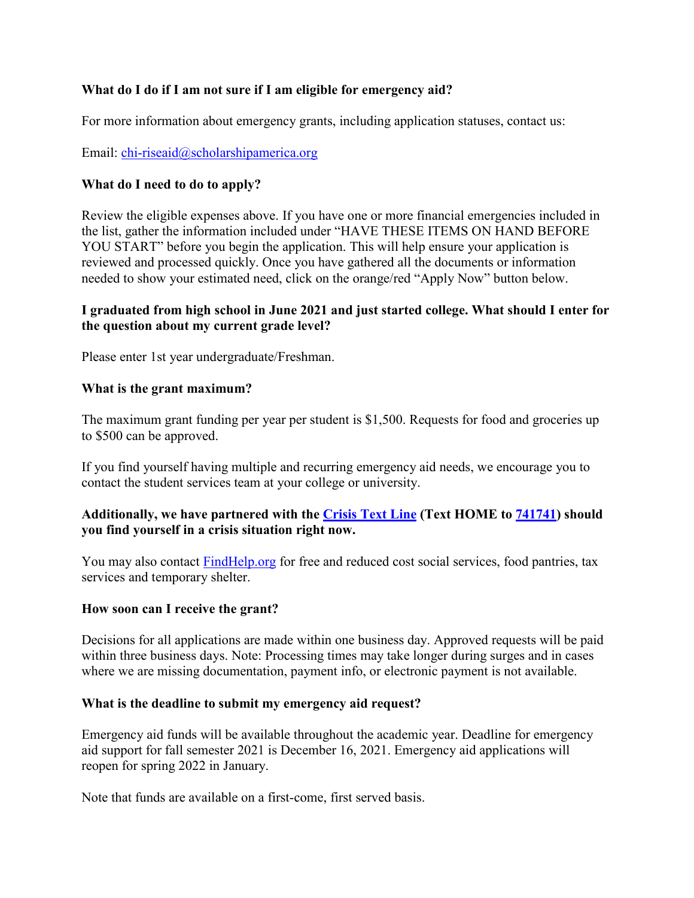**What do I do if I am not sure if I am eligible for emergency aid?**

For more information about emergency grants, including application statuses, contact us:

Email: [chi-riseaid@scholarshipamerica.org](mailto:chi-riseaid@scholarshipamerica.org)

**What do I need to do to apply?**

Review the eligible expenses above. If you have one or more financial emergencies included in the list, gather the information included under "HAVE THESE ITEMS ON HAND BEFORE YOU START" before you begin the application. This will help ensure your application is reviewed and processed quickly. Once you have gathered all the documents or information needed to show your estimated need, click on the orange/red "Apply Now" button below.

**I graduated from high school in June 2021 and just started college. What should I enter for the question about my current grade level?**

Please enter 1st year undergraduate/Freshman.

**What is the grant maximum?**

The maximum grant funding per year per student is $1,500. Requests for food and groceries up to $500 can be approved.

If you find yourself having multiple and recurring emergency aid needs, we encourage you to contact the student services team at your college or university.

**Additionally, we have partnered with the [Crisis Text Line](#) (Text HOME to [741741](#)) should you find yourself in a crisis situation right now.**

You may also contact [FindHelp.org](#) for free and reduced cost social services, food pantries, tax services and temporary shelter.

**How soon can I receive the grant?**

Decisions for all applications are made within one business day. Approved requests will be paid within three business days. Note: Processing times may take longer during surges and in cases where we are missing documentation, payment info, or electronic payment is not available.

**What is the deadline to submit my emergency aid request?**

Emergency aid funds will be available throughout the academic year. Deadline for emergency aid support for fall semester 2021 is December 16, 2021. Emergency aid applications will reopen for spring 2022 in January.

Note that funds are available on a first-come, first served basis.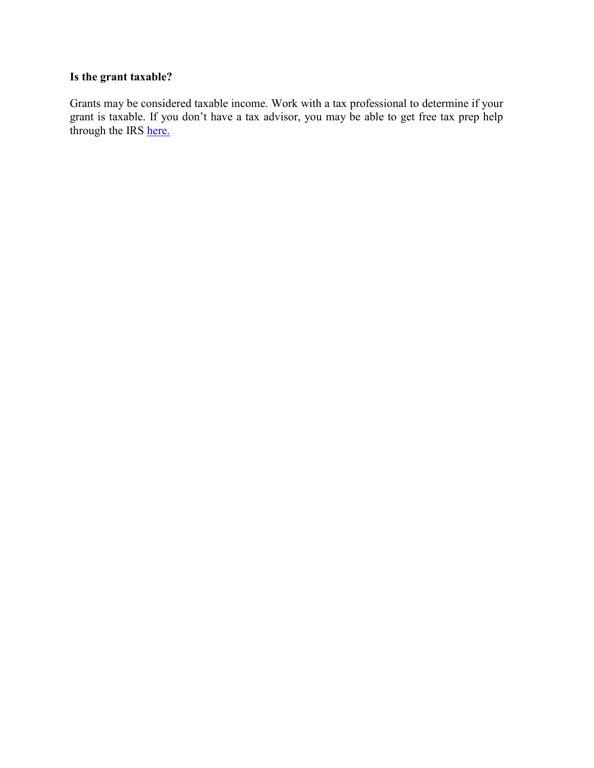**Is the grant taxable?**

Grants may be considered taxable income. Work with a tax professional to determine if your grant is taxable. If you don't have a tax advisor, you may be able to get free tax prep help through the IRS here.